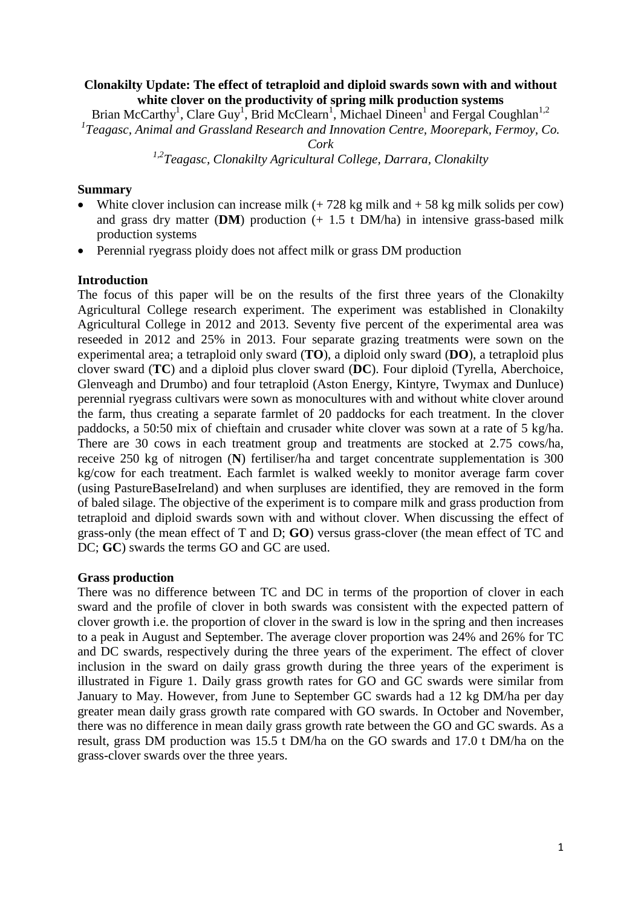# Clonakilty Update: The effect of tetraploid and diploid swards sown with and without white clover on the productivity of spring milk production systems

Brian McCarthy[1], Clare Guy[1], Brid McClearn[1], Michael Dineen[1] and Fergal Coughlan[1,2]

[1]*Teagasc, Animal and Grassland Research and Innovation Centre, Moorepark, Fermoy, Co. Cork*

[1,2]*Teagasc, Clonakilty Agricultural College, Darrara, Clonakilty*

## Summary

- White clover inclusion can increase milk (+ 728 kg milk and + 58 kg milk solids per cow) and grass dry matter (**DM**) production (+ 1.5 t DM/ha) in intensive grass-based milk production systems
- Perennial ryegrass ploidy does not affect milk or grass DM production

## Introduction

The focus of this paper will be on the results of the first three years of the Clonakilty Agricultural College research experiment. The experiment was established in Clonakilty Agricultural College in 2012 and 2013. Seventy five percent of the experimental area was reseeded in 2012 and 25% in 2013. Four separate grazing treatments were sown on the experimental area; a tetraploid only sward (**TO**), a diploid only sward (**DO**), a tetraploid plus clover sward (**TC**) and a diploid plus clover sward (**DC**). Four diploid (Tyrella, Aberchoice, Glenveagh and Drumbo) and four tetraploid (Aston Energy, Kintyre, Twymax and Dunluce) perennial ryegrass cultivars were sown as monocultures with and without white clover around the farm, thus creating a separate farmlet of 20 paddocks for each treatment. In the clover paddocks, a 50:50 mix of chieftain and crusader white clover was sown at a rate of 5 kg/ha. There are 30 cows in each treatment group and treatments are stocked at 2.75 cows/ha, receive 250 kg of nitrogen (**N**) fertiliser/ha and target concentrate supplementation is 300 kg/cow for each treatment. Each farmlet is walked weekly to monitor average farm cover (using PastureBaseIreland) and when surpluses are identified, they are removed in the form of baled silage. The objective of the experiment is to compare milk and grass production from tetraploid and diploid swards sown with and without clover. When discussing the effect of grass-only (the mean effect of T and D; **GO**) versus grass-clover (the mean effect of TC and DC; **GC**) swards the terms GO and GC are used.

## Grass production

There was no difference between TC and DC in terms of the proportion of clover in each sward and the profile of clover in both swards was consistent with the expected pattern of clover growth i.e. the proportion of clover in the sward is low in the spring and then increases to a peak in August and September. The average clover proportion was 24% and 26% for TC and DC swards, respectively during the three years of the experiment. The effect of clover inclusion in the sward on daily grass growth during the three years of the experiment is illustrated in Figure 1. Daily grass growth rates for GO and GC swards were similar from January to May. However, from June to September GC swards had a 12 kg DM/ha per day greater mean daily grass growth rate compared with GO swards. In October and November, there was no difference in mean daily grass growth rate between the GO and GC swards. As a result, grass DM production was 15.5 t DM/ha on the GO swards and 17.0 t DM/ha on the grass-clover swards over the three years.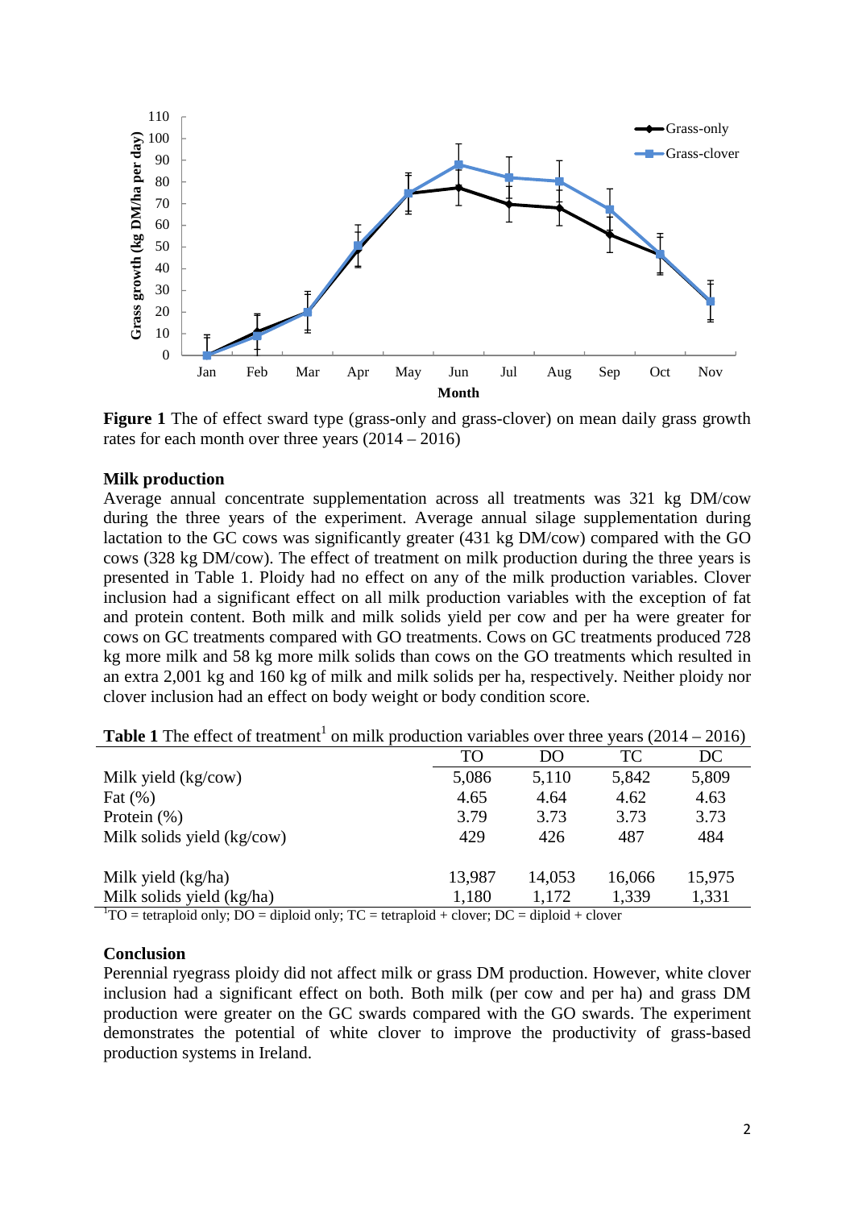110
100
90
80
70
60
50
40
30
20
10
0

Grass growth (kg DM/ha per day)

Jan Feb Mar Apr May Jun Jul Aug Sep Oct Nov

Month

Grass-only
Grass-clover

**Figure 1** The of effect sward type (grass-only and grass-clover) on mean daily grass growth rates for each month over three years (2014 – 2016)

**Milk production**

Average annual concentrate supplementation across all treatments was 321 kg DM/cow during the three years of the experiment. Average annual silage supplementation during lactation to the GC cows was significantly greater (431 kg DM/cow) compared with the GO cows (328 kg DM/cow). The effect of treatment on milk production during the three years is presented in Table 1. Ploidy had no effect on any of the milk production variables. Clover inclusion had a significant effect on all milk production variables with the exception of fat and protein content. Both milk and milk solids yield per cow and per ha were greater for cows on GC treatments compared with GO treatments. Cows on GC treatments produced 728 kg more milk and 58 kg more milk solids than cows on the GO treatments which resulted in an extra 2,001 kg and 160 kg of milk and milk solids per ha, respectively. Neither ploidy nor clover inclusion had an effect on body weight or body condition score.

**Table 1** The effect of treatment[1] on milk production variables over three years (2014 – 2016)

| | TO | DO | TC | DC |
|---|---|---|---|---|
| Milk yield (kg/cow) | 5,086 | 5,110 | 5,842 | 5,809 |
| Fat (%) | 4.65 | 4.64 | 4.62 | 4.63 |
| Protein (%) | 3.79 | 3.73 | 3.73 | 3.73 |
| Milk solids yield (kg/cow) | 429 | 426 | 487 | 484 |
| | | | | |
| Milk yield (kg/ha) | 13,987 | 14,053 | 16,066 | 15,975 |
| Milk solids yield (kg/ha) | 1,180 | 1,172 | 1,339 | 1,331 |

[1]TO = tetraploid only; DO = diploid only; TC = tetraploid + clover; DC = diploid + clover

**Conclusion**

Perennial ryegrass ploidy did not affect milk or grass DM production. However, white clover inclusion had a significant effect on both. Both milk (per cow and per ha) and grass DM production were greater on the GC swards compared with the GO swards. The experiment demonstrates the potential of white clover to improve the productivity of grass-based production systems in Ireland.